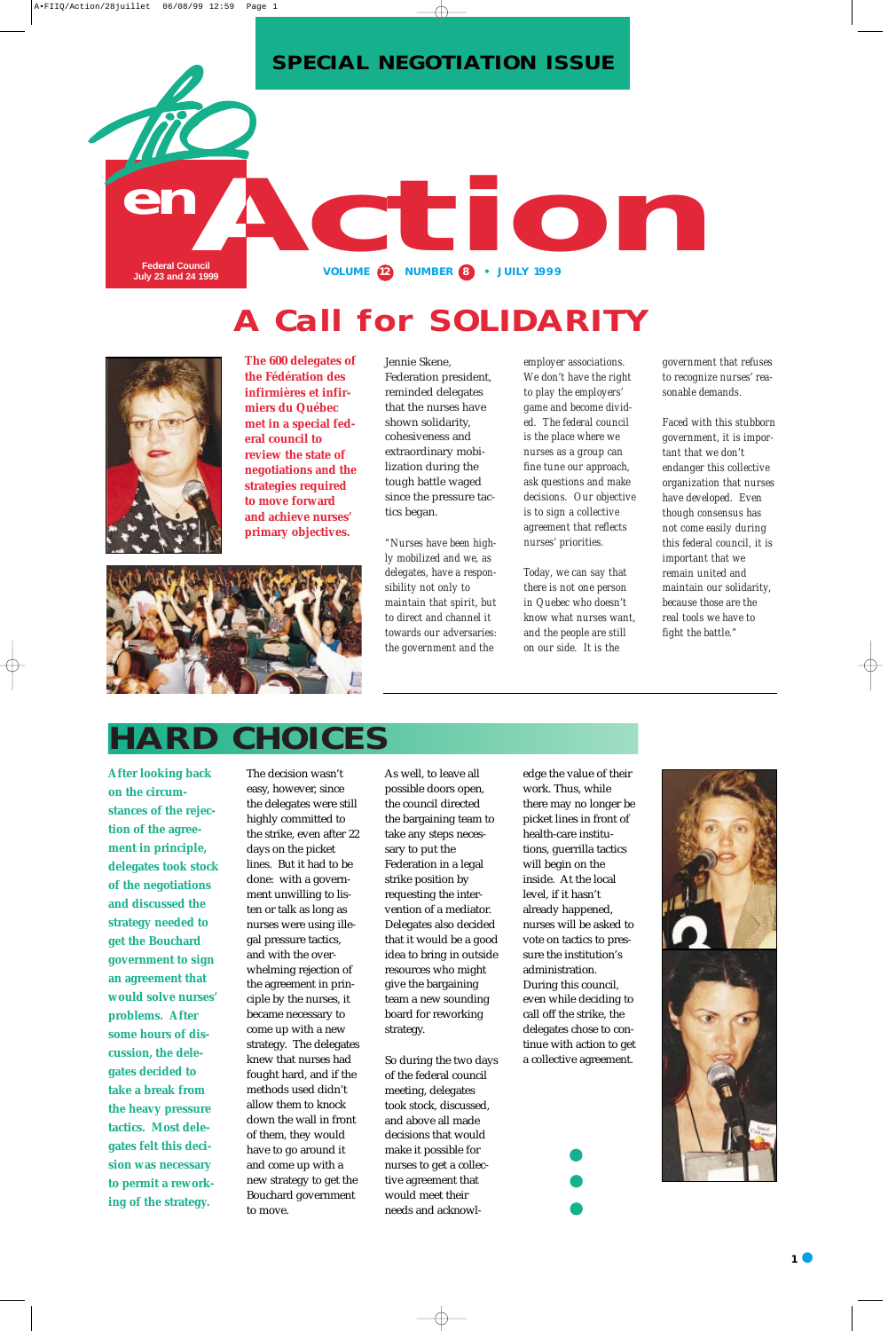**SPECIAL NEGOTIATION ISSUE**

# FIIQ en Action

Federal Council
July 23 and 24 1999

VOLUME 12 NUMBER 8 • JULY 1999

# A Call for SOLIDARITY

**The 600 delegates of the Fédération des infirmières et infirmiers du Québec met in a special federal council to review the state of negotiations and the strategies required to move forward and achieve nurses' primary objectives.**

Jennie Skene, Federation president, reminded delegates that the nurses have shown solidarity, cohesiveness and extraordinary mobilization during the tough battle waged since the pressure tactics began.

*"Nurses have been highly mobilized and we, as delegates, have a responsibility not only to maintain that spirit, but to direct and channel it towards our adversaries: the government and the employer associations. We don't have the right to play the employers' game and become divided. The federal council is the place where we nurses as a group can fine tune our approach, ask questions and make decisions. Our objective is to sign a collective agreement that reflects nurses' priorities.*

*Today, we can say that there is not one person in Quebec who doesn't know what nurses want, and the people are still on our side. It is the government that refuses to recognize nurses' reasonable demands.*

*Faced with this stubborn government, it is important that we don't endanger this collective organization that nurses have developed. Even though consensus has not come easily during this federal council, it is important that we remain united and maintain our solidarity, because those are the real tools we have to fight the battle."*

# HARD CHOICES

**After looking back on the circumstances of the rejection of the agreement in principle, delegates took stock of the negotiations and discussed the strategy needed to get the Bouchard government to sign an agreement that would solve nurses' problems. After some hours of discussion, the delegates decided to take a break from the heavy pressure tactics. Most delegates felt this decision was necessary to permit a reworking of the strategy.**

The decision wasn't easy, however, since the delegates were still highly committed to the strike, even after 22 days on the picket lines. But it had to be done: with a government unwilling to listen or talk as long as nurses were using illegal pressure tactics, and with the overwhelming rejection of the agreement in principle by the nurses, it became necessary to come up with a new strategy. The delegates knew that nurses had fought hard, and if the methods used didn't allow them to knock down the wall in front of them, they would have to go around it and come up with a new strategy to get the Bouchard government to move.

As well, to leave all possible doors open, the council directed the bargaining team to take any steps necessary to put the Federation in a legal strike position by requesting the intervention of a mediator. Delegates also decided that it would be a good idea to bring in outside resources who might give the bargaining team a new sounding board for reworking strategy.

So during the two days of the federal council meeting, delegates took stock, discussed, and above all made decisions that would make it possible for nurses to get a collective agreement that would meet their needs and acknowledge the value of their work. Thus, while there may no longer be picket lines in front of health-care institutions, guerrilla tactics will begin on the inside. At the local level, if it hasn't already happened, nurses will be asked to vote on tactics to pressure the institution's administration. During this council, even while deciding to call off the strike, the delegates chose to continue with action to get a collective agreement.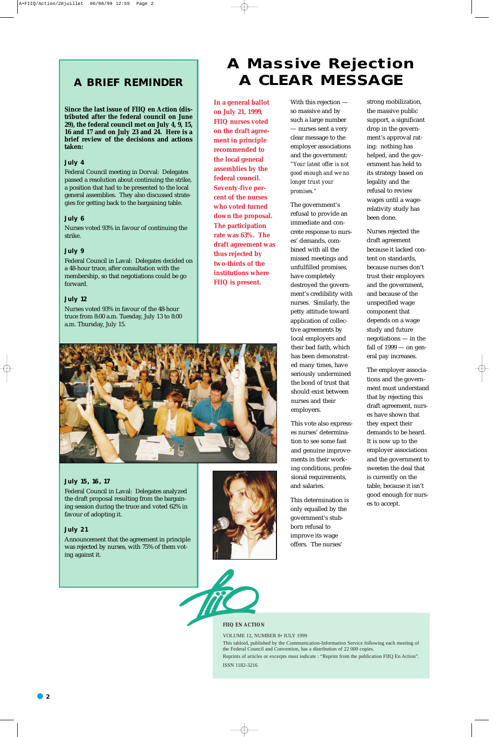## A BRIEF REMINDER

**Since the last issue of FIIQ en Action (distributed after the federal council on June 29), the federal council met on July 4, 9, 15, 16 and 17 and on July 23 and 24. Here is a brief review of the decisions and actions taken:**

**July 4**

Federal Council meeting in Dorval: Delegates passed a resolution about continuing the strike, a position that had to be presented to the local general assemblies. They also discussed strategies for getting back to the bargaining table.

**July 6**

Nurses voted 93% in favour of continuing the strike.

**July 9**

Federal Council in Laval: Delegates decided on a 48-hour truce, after consultation with the membership, so that negotiations could be go forward.

**July 12**

Nurses voted 93% in favour of the 48-hour truce from 8:00 a.m. Tuesday, July 13 to 8:00 a.m. Thursday, July 15.

**July 15, 16, 17**

Federal Council in Laval: Delegates analyzed the draft proposal resulting from the bargaining session during the truce and voted 62% in favour of adopting it.

**July 21**

Announcement that the agreement in principle was rejected by nurses, with 75% of them voting against it.

# A Massive Rejection A CLEAR MESSAGE

**In a general ballot on July 21, 1999, FIIQ nurses voted on the draft agreement in principle recommended to the local general assemblies by the federal council. Seventy-five percent of the nurses who voted turned down the proposal. The participation rate was 63%. The draft agreement was thus rejected by two-thirds of the institutions where FIIQ is present.**

With this rejection — so massive and by such a large number — nurses sent a very clear message to the employer associations and the government: *"Your latest offer is not good enough and we no longer trust your promises."*

The government's refusal to provide an immediate and concrete response to nurses' demands, combined with all the missed meetings and unfulfilled promises, have completely destroyed the government's credibility with nurses. Similarly, the petty attitude toward application of collective agreements by local employers and their bad faith, which has been demonstrated many times, have seriously undermined the bond of trust that should exist between nurses and their employers.

This vote also expresses nurses' determination to see some fast and genuine improvements in their working conditions, professional requirements, and salaries.

This determination is only equalled by the government's stubborn refusal to improve its wage offers. The nurses' strong mobilization, the massive public support, a significant drop in the government's approval rating: nothing has helped, and the government has held to its strategy based on legality and the refusal to review wages until a wage-relativity study has been done.

Nurses rejected the draft agreement because it lacked content on standards, because nurses don't trust their employers and the government, and because of the unspecified wage component that depends on a wage study and future negotiations — in the fall of 1999 — on general pay increases.

The employer associations and the government must understand that by rejecting this draft agreement, nurses have shown that they expect their demands to be heard. It is now up to the employer associations and the government to sweeten the deal that is currently on the table, because it isn't good enough for nurses to accept.

**FIIQ EN ACTION**

VOLUME 12, NUMBER 8• JULY 1999

This tabloid, published by the Communication-Information Service following each meeting of the Federal Council and Convention, has a distribution of 22 000 copies.

Reprints of articles or excerpts must indicate : "Reprint from the publication FIIQ En Action".

ISSN 1182-3216